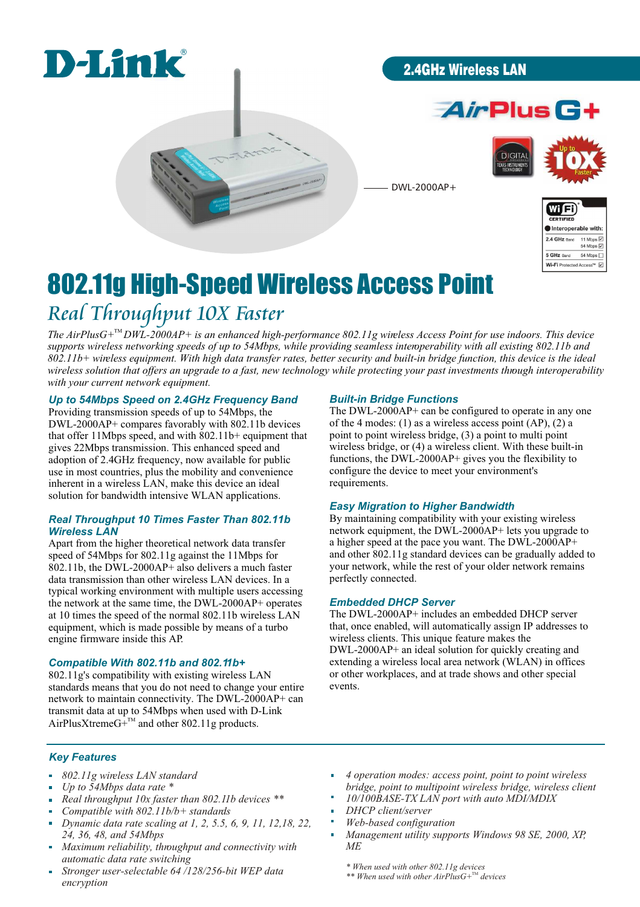D-Link®

2.4GHz Wireless LAN

AirPlus G+

DWL-2000AP+

# 802.11g High-Speed Wireless Access Point

## *Real Throughput 10X Faster*

*The AirPlusG+™ DWL-2000AP+ is an enhanced high-performance 802.11g wireless Access Point for use indoors. This device supports wireless networking speeds of up to 54Mbps, while providing seamless interoperability with all existing 802.11b and 802.11b+ wireless equipment. With high data transfer rates, better security and built-in bridge function, this device is the ideal wireless solution that offers an upgrade to a fast, new technology while protecting your past investments through interoperability with your current network equipment.*

### Up to 54Mbps Speed on 2.4GHz Frequency Band

Providing transmission speeds of up to 54Mbps, the DWL-2000AP+ compares favorably with 802.11b devices that offer 11Mbps speed, and with 802.11b+ equipment that gives 22Mbps transmission. This enhanced speed and adoption of 2.4GHz frequency, now available for public use in most countries, plus the mobility and convenience inherent in a wireless LAN, make this device an ideal solution for bandwidth intensive WLAN applications.

### Real Throughput 10 Times Faster Than 802.11b Wireless LAN

Apart from the higher theoretical network data transfer speed of 54Mbps for 802.11g against the 11Mbps for 802.11b, the DWL-2000AP+ also delivers a much faster data transmission than other wireless LAN devices. In a typical working environment with multiple users accessing the network at the same time, the DWL-2000AP+ operates at 10 times the speed of the normal 802.11b wireless LAN equipment, which is made possible by means of a turbo engine firmware inside this AP.

### Compatible With 802.11b and 802.11b+

802.11g's compatibility with existing wireless LAN standards means that you do not need to change your entire network to maintain connectivity. The DWL-2000AP+ can transmit data at up to 54Mbps when used with D-Link AirPlusXtremeG+™ and other 802.11g products.

### Built-in Bridge Functions

The DWL-2000AP+ can be configured to operate in any one of the 4 modes: (1) as a wireless access point (AP), (2) a point to point wireless bridge, (3) a point to multi point wireless bridge, or (4) a wireless client. With these built-in functions, the DWL-2000AP+ gives you the flexibility to configure the device to meet your environment's requirements.

### Easy Migration to Higher Bandwidth

By maintaining compatibility with your existing wireless network equipment, the DWL-2000AP+ lets you upgrade to a higher speed at the pace you want. The DWL-2000AP+ and other 802.11g standard devices can be gradually added to your network, while the rest of your older network remains perfectly connected.

### Embedded DHCP Server

The DWL-2000AP+ includes an embedded DHCP server that, once enabled, will automatically assign IP addresses to wireless clients. This unique feature makes the DWL-2000AP+ an ideal solution for quickly creating and extending a wireless local area network (WLAN) in offices or other workplaces, and at trade shows and other special events.

### Key Features

- *802.11g wireless LAN standard*
- *Up to 54Mbps data rate \**
- *Real throughput 10x faster than 802.11b devices \*\**
- *Compatible with 802.11b/b+ standards*
- *Dynamic data rate scaling at 1, 2, 5.5, 6, 9, 11, 12,18, 22, 24, 36, 48, and 54Mbps*
- *Maximum reliability, throughput and connectivity with automatic data rate switching*
- *Stronger user-selectable 64 /128/256-bit WEP data encryption*
- *4 operation modes: access point, point to point wireless bridge, point to multipoint wireless bridge, wireless client*
- *10/100BASE-TX LAN port with auto MDI/MDIX*
- *DHCP client/server*
- *Web-based configuration*
- *Management utility supports Windows 98 SE, 2000, XP, ME*

*\* When used with other 802.11g devices*
*\*\* When used with other AirPlusG+™ devices*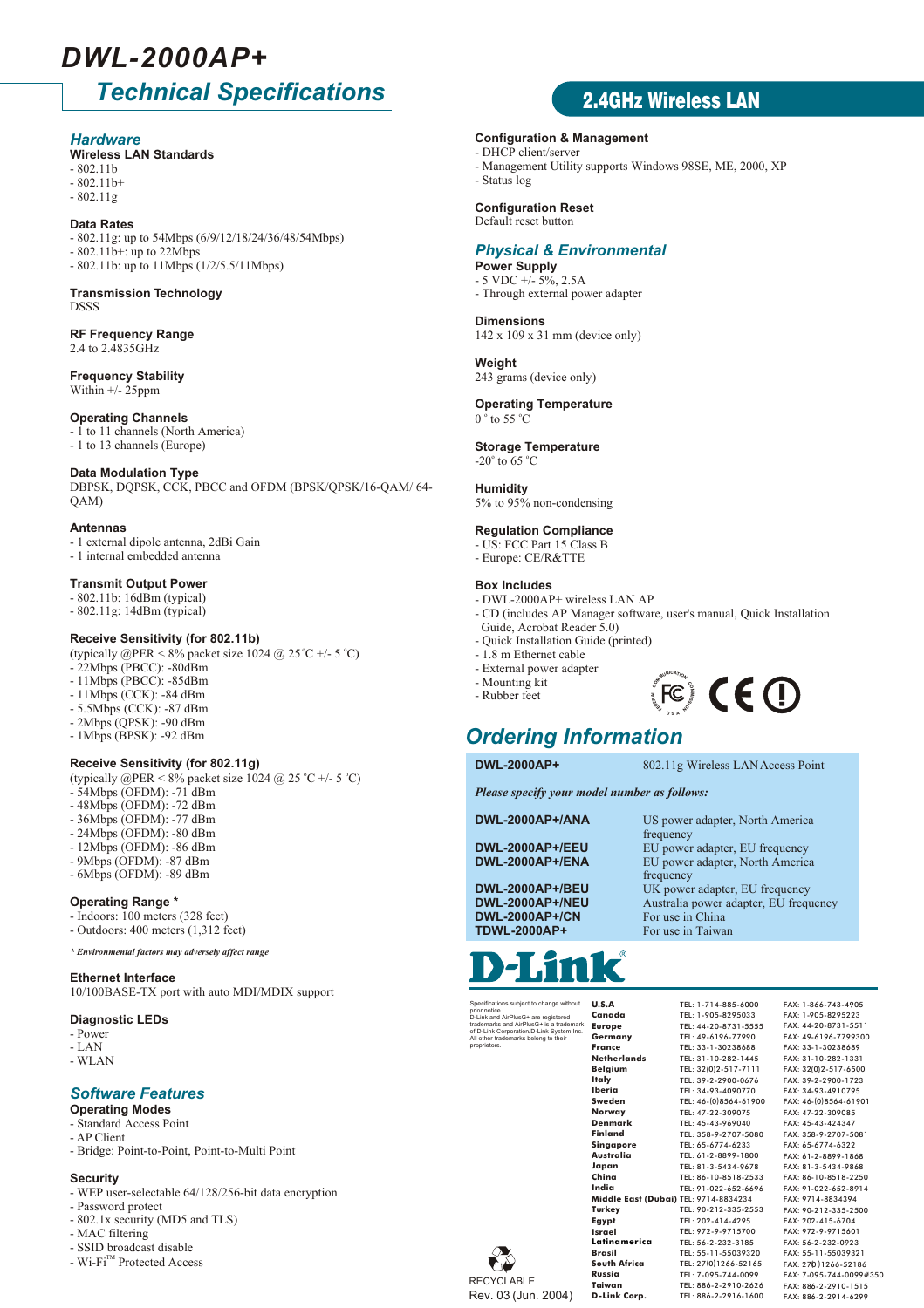# DWL-2000AP+

## Technical Specifications

## 2.4GHz Wireless LAN

### Hardware

**Wireless LAN Standards**
- 802.11b
- 802.11b+
- 802.11g

**Data Rates**
- 802.11g: up to 54Mbps (6/9/12/18/24/36/48/54Mbps)
- 802.11b+: up to 22Mbps
- 802.11b: up to 11Mbps (1/2/5.5/11Mbps)

**Transmission Technology**
DSSS

**RF Frequency Range**
2.4 to 2.4835GHz

**Frequency Stability**
Within +/- 25ppm

**Operating Channels**
- 1 to 11 channels (North America)
- 1 to 13 channels (Europe)

**Data Modulation Type**
DBPSK, DQPSK, CCK, PBCC and OFDM (BPSK/QPSK/16-QAM/ 64-QAM)

**Antennas**
- 1 external dipole antenna, 2dBi Gain
- 1 internal embedded antenna

**Transmit Output Power**
- 802.11b: 16dBm (typical)
- 802.11g: 14dBm (typical)

**Receive Sensitivity (for 802.11b)**
(typically @PER < 8% packet size 1024 @ 25 ˚C +/- 5 ˚C)
- 22Mbps (PBCC): -80dBm
- 11Mbps (PBCC): -85dBm
- 11Mbps (CCK): -84 dBm
- 5.5Mbps (CCK): -87 dBm
- 2Mbps (QPSK): -90 dBm
- 1Mbps (BPSK): -92 dBm

**Receive Sensitivity (for 802.11g)**
(typically @PER < 8% packet size 1024 @ 25 ˚C +/- 5 ˚C)
- 54Mbps (OFDM): -71 dBm
- 48Mbps (OFDM): -72 dBm
- 36Mbps (OFDM): -77 dBm
- 24Mbps (OFDM): -80 dBm
- 12Mbps (OFDM): -86 dBm
- 9Mbps (OFDM): -87 dBm
- 6Mbps (OFDM): -89 dBm

**Operating Range ***
- Indoors: 100 meters (328 feet)
- Outdoors: 400 meters (1,312 feet)

*\* Environmental factors may adversely affect range*

**Ethernet Interface**
10/100BASE-TX port with auto MDI/MDIX support

**Diagnostic LEDs**
- Power
- LAN
- WLAN

### Software Features

**Operating Modes**
- Standard Access Point
- AP Client
- Bridge: Point-to-Point, Point-to-Multi Point

**Security**
- WEP user-selectable 64/128/256-bit data encryption
- Password protect
- 802.1x security (MD5 and TLS)
- MAC filtering
- SSID broadcast disable
- Wi-Fi™ Protected Access

**Configuration & Management**
- DHCP client/server
- Management Utility supports Windows 98SE, ME, 2000, XP
- Status log

**Configuration Reset**
Default reset button

### Physical & Environmental

**Power Supply**
- 5 VDC +/- 5%, 2.5A
- Through external power adapter

**Dimensions**
142 x 109 x 31 mm (device only)

**Weight**
243 grams (device only)

**Operating Temperature**
0 ˚ to 55 ˚C

**Storage Temperature**
-20˚ to 65 ˚C

**Humidity**
5% to 95% non-condensing

**Regulation Compliance**
- US: FCC Part 15 Class B
- Europe: CE/R&TTE

**Box Includes**
- DWL-2000AP+ wireless LAN AP
- CD (includes AP Manager software, user's manual, Quick Installation Guide, Acrobat Reader 5.0)
- Quick Installation Guide (printed)
- 1.8 m Ethernet cable
- External power adapter
- Mounting kit
- Rubber feet

### Ordering Information

| | |
|---|---|
| **DWL-2000AP+** | 802.11g Wireless LAN Access Point |

*Please specify your model number as follows:*

| | |
|---|---|
| **DWL-2000AP+/ANA** | US power adapter, North America frequency |
| **DWL-2000AP+/EEU** | EU power adapter, EU frequency |
| **DWL-2000AP+/ENA** | EU power adapter, North America frequency |
| **DWL-2000AP+/BEU** | UK power adapter, EU frequency |
| **DWL-2000AP+/NEU** | Australia power adapter, EU frequency |
| **DWL-2000AP+/CN** | For use in China |
| **TDWL-2000AP+** | For use in Taiwan |

D-Link

Specifications subject to change without prior notice.
D-Link and AirPlusG+ are registered trademarks and AirPlusG+ is a trademark of D-Link Corporation/D-Link System Inc. All other trademarks belong to their proprietors.

| | | |
|---|---|---|
| **U.S.A** | TEL: 1-714-885-6000 | FAX: 1-866-743-4905 |
| **Canada** | TEL: 1-905-8295033 | FAX: 1-905-8295223 |
| **Europe** | TEL: 44-20-8731-5555 | FAX: 44-20-8731-5511 |
| **Germany** | TEL: 49-6196-77990 | FAX: 49-6196-7799300 |
| **France** | TEL: 33-1-30238688 | FAX: 33-1-30238689 |
| **Netherlands** | TEL: 31-10-282-1445 | FAX: 31-10-282-1331 |
| **Belgium** | TEL: 32(0)2-517-7111 | FAX: 32(0)2-517-6500 |
| **Italy** | TEL: 39-2-2900-0676 | FAX: 39-2-2900-1723 |
| **Iberia** | TEL: 34-93-4090770 | FAX: 34-93-4910795 |
| **Sweden** | TEL: 46-(0)8564-61900 | FAX: 46-(0)8564-61901 |
| **Norway** | TEL: 47-22-309075 | FAX: 47-22-309085 |
| **Denmark** | TEL: 45-43-969040 | FAX: 45-43-424347 |
| **Finland** | TEL: 358-9-2707-5080 | FAX: 358-9-2707-5081 |
| **Singapore** | TEL: 65-6774-6233 | FAX: 65-6774-6322 |
| **Australia** | TEL: 61-2-8899-1800 | FAX: 61-2-8899-1868 |
| **Japan** | TEL: 81-3-5434-9678 | FAX: 81-3-5434-9868 |
| **China** | TEL: 86-10-8518-2533 | FAX: 86-10-8518-2250 |
| **India** | TEL: 91-022-652-6696 | FAX: 91-022-652-8914 |
| **Middle East (Dubai)** | TEL: 9714-8834234 | FAX: 9714-8834394 |
| **Turkey** | TEL: 90-212-335-2553 | FAX: 90-212-335-2500 |
| **Egypt** | TEL: 202-414-4295 | FAX: 202-415-6704 |
| **Israel** | TEL: 972-9-9715700 | FAX: 972-9-9715601 |
| **Latinamerica** | TEL: 56-2-232-3185 | FAX: 56-2-232-0923 |
| **Brasil** | TEL: 55-11-55039320 | FAX: 55-11-55039321 |
| **South Africa** | TEL: 27(0)1266-52165 | FAX: 27(0)1266-52186 |
| **Russia** | TEL: 7-095-744-0099 | FAX: 7-095-744-0099#350 |
| **Taiwan** | TEL: 886-2-2910-2626 | FAX: 886-2-2910-1515 |
| **D-Link Corp.** | TEL: 886-2-2916-1600 | FAX: 886-2-2914-6299 |

RECYCLABLE

Rev. 03 (Jun. 2004)